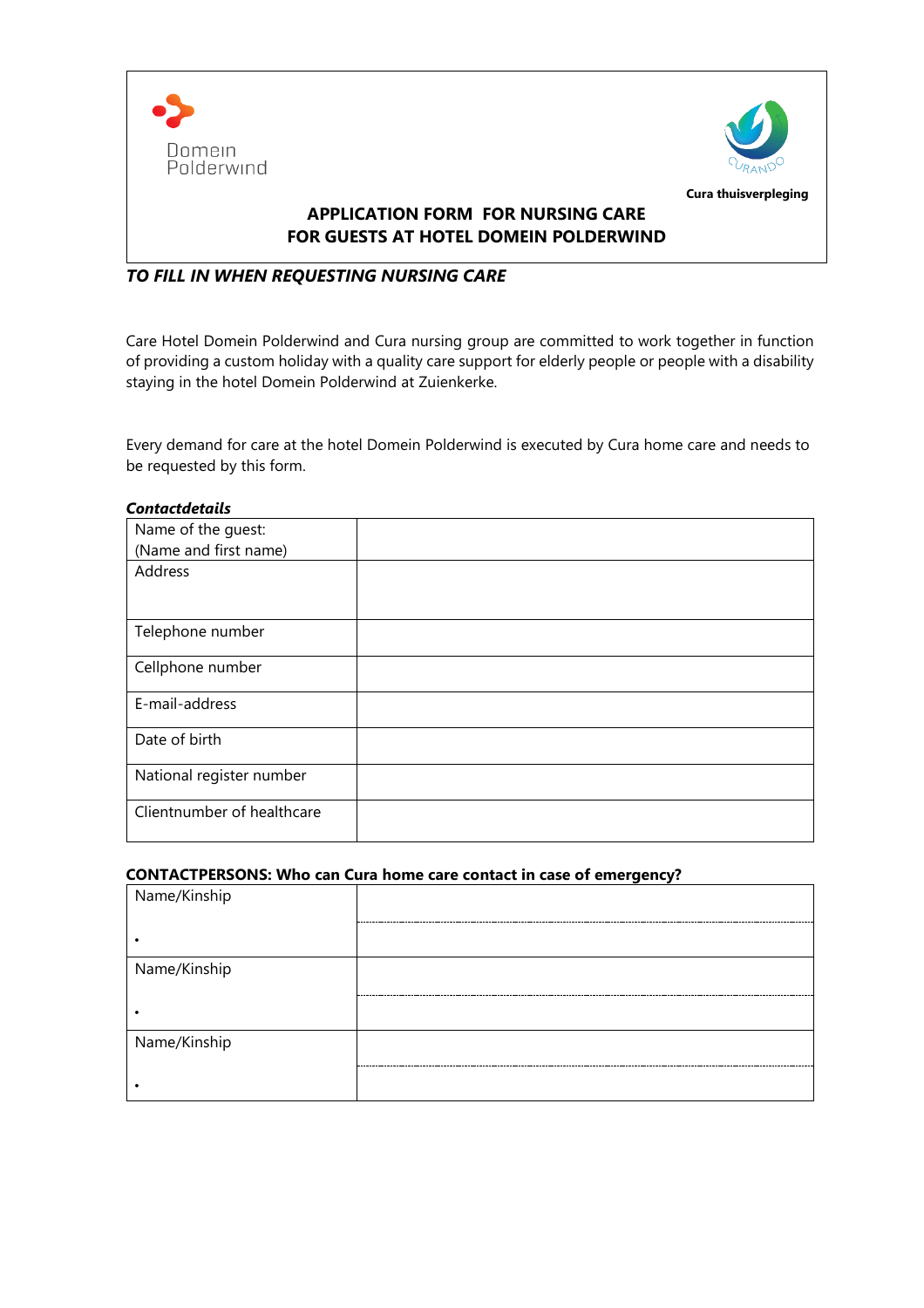Domein Polderwind

Cura thuisverpleging

# APPLICATION FORM FOR NURSING CARE FOR GUESTS AT HOTEL DOMEIN POLDERWIND

***TO FILL IN WHEN REQUESTING NURSING CARE***

Care Hotel Domein Polderwind and Cura nursing group are committed to work together in function of providing a custom holiday with a quality care support for elderly people or people with a disability staying in the hotel Domein Polderwind at Zuienkerke.

Every demand for care at the hotel Domein Polderwind is executed by Cura home care and needs to be requested by this form.

***Contactdetails***

| | |
|---|---|
| Name of the guest: (Name and first name) | |
| Address | |
| Telephone number | |
| Cellphone number | |
| E-mail-address | |
| Date of birth | |
| National register number | |
| Clientnumber of healthcare | |

**CONTACTPERSONS: Who can Cura home care contact in case of emergency?**

| | |
|---|---|
| Name/Kinship | |
| • | |
| Name/Kinship | |
| • | |
| Name/Kinship | |
| • | |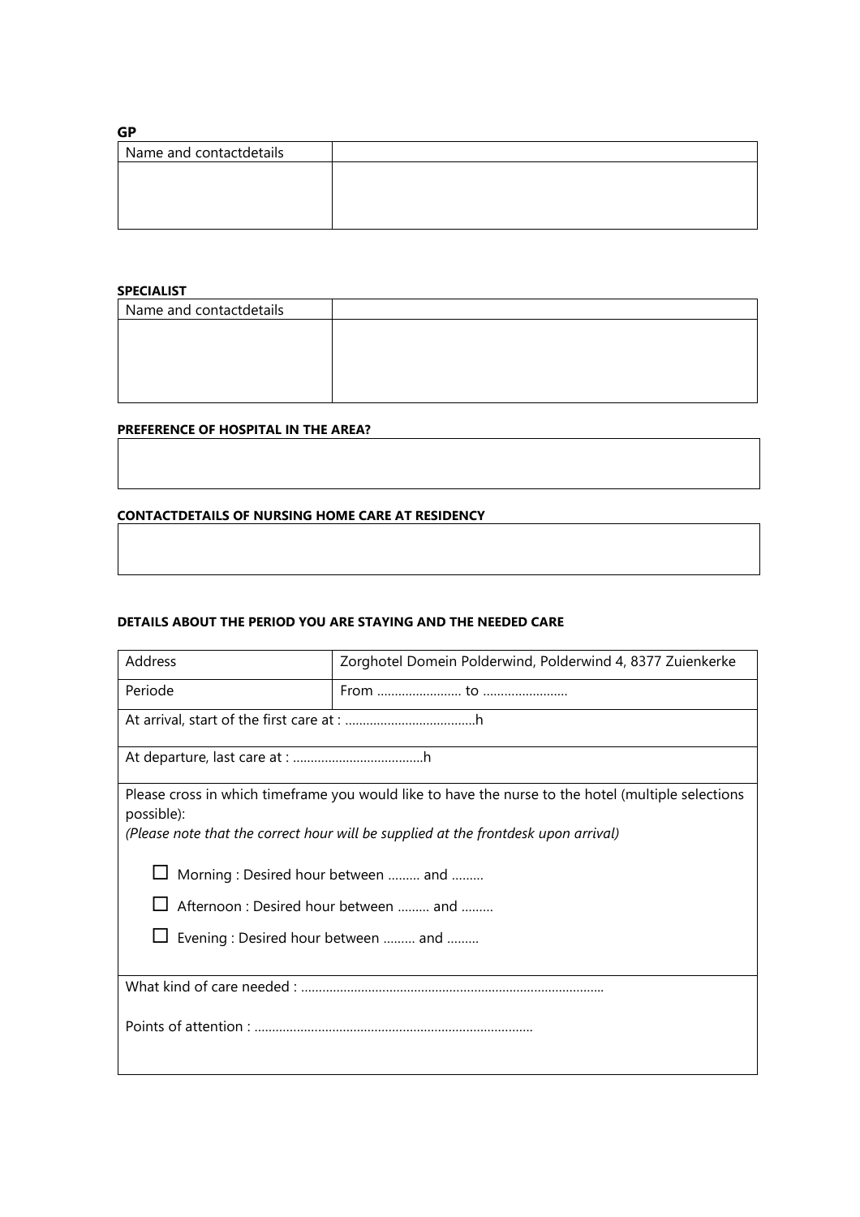**GP**

| Name and contactdetails | |
|---|---|
| | |

**SPECIALIST**

| Name and contactdetails | |
|---|---|
| | |

**PREFERENCE OF HOSPITAL IN THE AREA?**

| |
|---|
| |

**CONTACTDETAILS OF NURSING HOME CARE AT RESIDENCY**

| |
|---|
| |

**DETAILS ABOUT THE PERIOD YOU ARE STAYING AND THE NEEDED CARE**

| Address | Zorghotel Domein Polderwind, Polderwind 4, 8377 Zuienkerke |
|---|---|
| Periode | From …………………… to …………………… |
| At arrival, start of the first care at : ……………………………….h | |
| At departure, last care at : ……………………………….h | |
| Please cross in which timeframe you would like to have the nurse to the hotel (multiple selections possible):<br>*(Please note that the correct hour will be supplied at the frontdesk upon arrival)*<br><br>☐ Morning : Desired hour between ……… and ………<br>☐ Afternoon : Desired hour between ……… and ………<br>☐ Evening : Desired hour between ……… and ……… | |
| What kind of care needed : …………………………………………………………………………<br><br>Points of attention : …………………………………………………………………… | |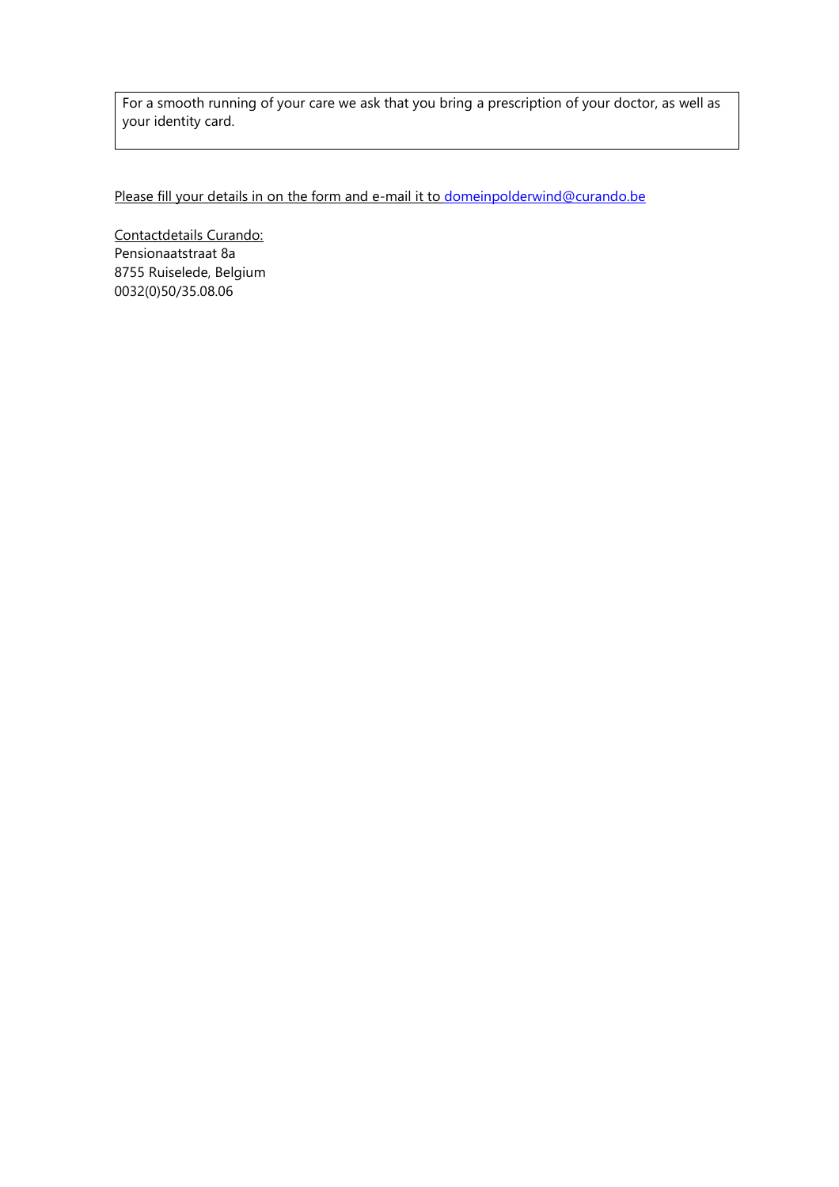For a smooth running of your care we ask that you bring a prescription of your doctor, as well as your identity card.

Please fill your details in on the form and e-mail it to domeinpolderwind@curando.be

Contactdetails Curando:
Pensionaatstraat 8a
8755 Ruiselede, Belgium
0032(0)50/35.08.06